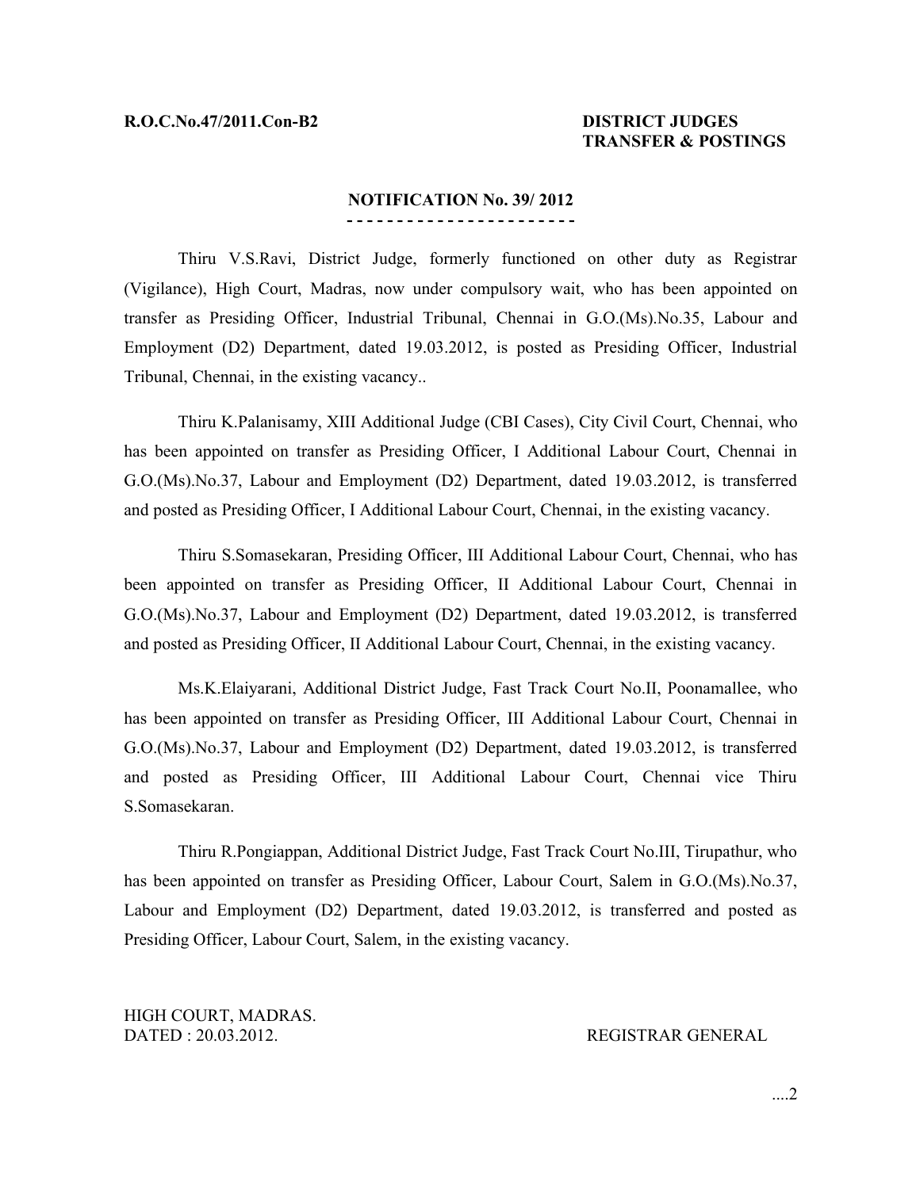**R.O.C.No.47/2011.Con-B2** **DISTRICT JUDGES TRANSFER & POSTINGS**

**NOTIFICATION No. 39/ 2012**

Thiru V.S.Ravi, District Judge, formerly functioned on other duty as Registrar (Vigilance), High Court, Madras, now under compulsory wait, who has been appointed on transfer as Presiding Officer, Industrial Tribunal, Chennai in G.O.(Ms).No.35, Labour and Employment (D2) Department, dated 19.03.2012, is posted as Presiding Officer, Industrial Tribunal, Chennai, in the existing vacancy..

Thiru K.Palanisamy, XIII Additional Judge (CBI Cases), City Civil Court, Chennai, who has been appointed on transfer as Presiding Officer, I Additional Labour Court, Chennai in G.O.(Ms).No.37, Labour and Employment (D2) Department, dated 19.03.2012, is transferred and posted as Presiding Officer, I Additional Labour Court, Chennai, in the existing vacancy.

Thiru S.Somasekaran, Presiding Officer, III Additional Labour Court, Chennai, who has been appointed on transfer as Presiding Officer, II Additional Labour Court, Chennai in G.O.(Ms).No.37, Labour and Employment (D2) Department, dated 19.03.2012, is transferred and posted as Presiding Officer, II Additional Labour Court, Chennai, in the existing vacancy.

Ms.K.Elaiyarani, Additional District Judge, Fast Track Court No.II, Poonamallee, who has been appointed on transfer as Presiding Officer, III Additional Labour Court, Chennai in G.O.(Ms).No.37, Labour and Employment (D2) Department, dated 19.03.2012, is transferred and posted as Presiding Officer, III Additional Labour Court, Chennai vice Thiru S.Somasekaran.

Thiru R.Pongiappan, Additional District Judge, Fast Track Court No.III, Tirupathur, who has been appointed on transfer as Presiding Officer, Labour Court, Salem in G.O.(Ms).No.37, Labour and Employment (D2) Department, dated 19.03.2012, is transferred and posted as Presiding Officer, Labour Court, Salem, in the existing vacancy.

HIGH COURT, MADRAS.
DATED : 20.03.2012.

REGISTRAR GENERAL

....2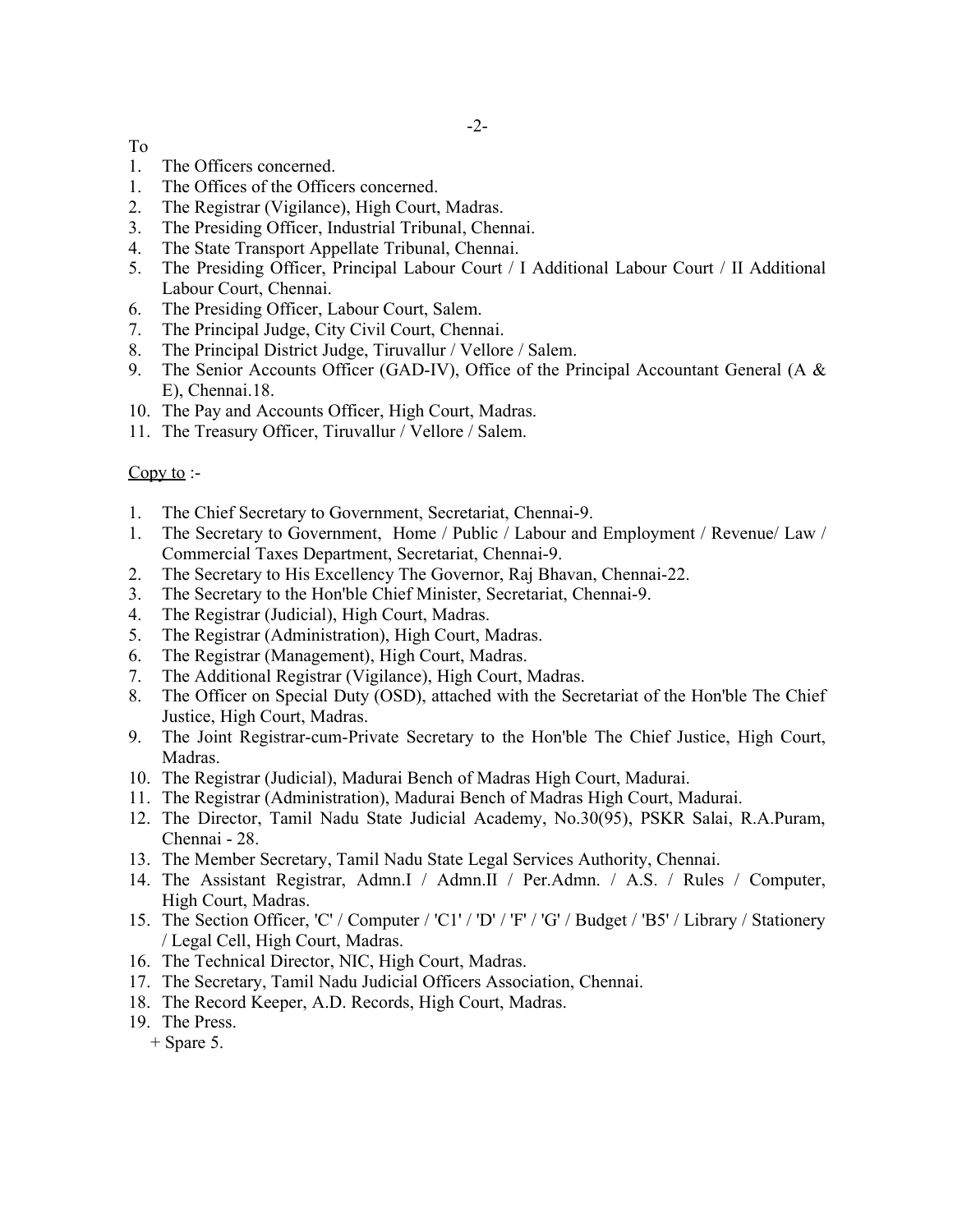To

1. The Officers concerned.
1. The Offices of the Officers concerned.
2. The Registrar (Vigilance), High Court, Madras.
3. The Presiding Officer, Industrial Tribunal, Chennai.
4. The State Transport Appellate Tribunal, Chennai.
5. The Presiding Officer, Principal Labour Court / I Additional Labour Court / II Additional Labour Court, Chennai.
6. The Presiding Officer, Labour Court, Salem.
7. The Principal Judge, City Civil Court, Chennai.
8. The Principal District Judge, Tiruvallur / Vellore / Salem.
9. The Senior Accounts Officer (GAD-IV), Office of the Principal Accountant General (A & E), Chennai.18.
10. The Pay and Accounts Officer, High Court, Madras.
11. The Treasury Officer, Tiruvallur / Vellore / Salem.

Copy to :-

1. The Chief Secretary to Government, Secretariat, Chennai-9.
1. The Secretary to Government, Home / Public / Labour and Employment / Revenue/ Law / Commercial Taxes Department, Secretariat, Chennai-9.
2. The Secretary to His Excellency The Governor, Raj Bhavan, Chennai-22.
3. The Secretary to the Hon'ble Chief Minister, Secretariat, Chennai-9.
4. The Registrar (Judicial), High Court, Madras.
5. The Registrar (Administration), High Court, Madras.
6. The Registrar (Management), High Court, Madras.
7. The Additional Registrar (Vigilance), High Court, Madras.
8. The Officer on Special Duty (OSD), attached with the Secretariat of the Hon'ble The Chief Justice, High Court, Madras.
9. The Joint Registrar-cum-Private Secretary to the Hon'ble The Chief Justice, High Court, Madras.
10. The Registrar (Judicial), Madurai Bench of Madras High Court, Madurai.
11. The Registrar (Administration), Madurai Bench of Madras High Court, Madurai.
12. The Director, Tamil Nadu State Judicial Academy, No.30(95), PSKR Salai, R.A.Puram, Chennai - 28.
13. The Member Secretary, Tamil Nadu State Legal Services Authority, Chennai.
14. The Assistant Registrar, Admn.I / Admn.II / Per.Admn. / A.S. / Rules / Computer, High Court, Madras.
15. The Section Officer, 'C' / Computer / 'C1' / 'D' / 'F' / 'G' / Budget / 'B5' / Library / Stationery / Legal Cell, High Court, Madras.
16. The Technical Director, NIC, High Court, Madras.
17. The Secretary, Tamil Nadu Judicial Officers Association, Chennai.
18. The Record Keeper, A.D. Records, High Court, Madras.
19. The Press.

+ Spare 5.